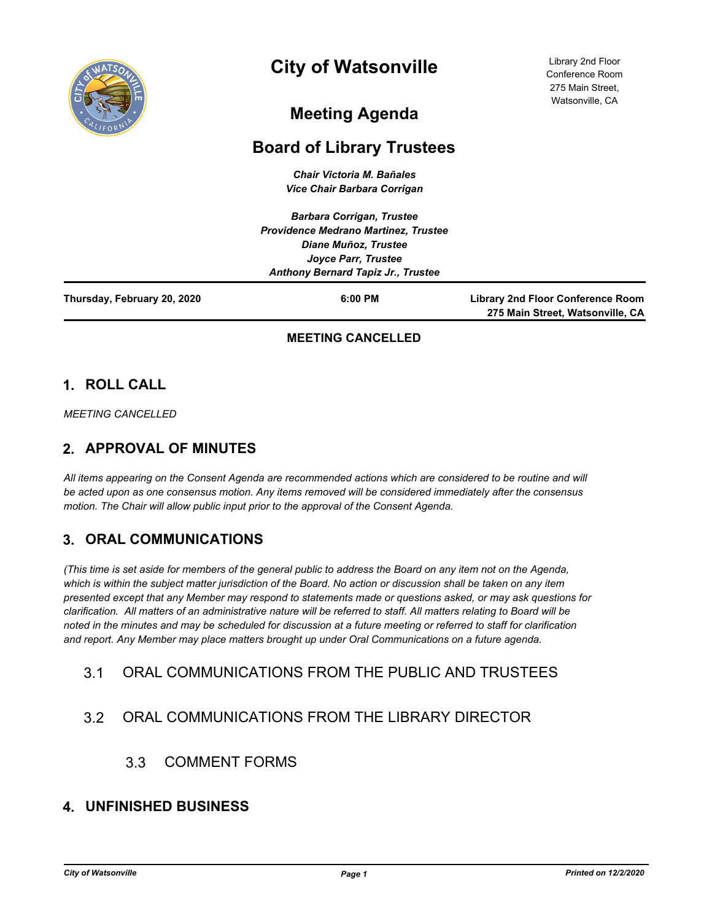# City of Watsonville

Library 2nd Floor
Conference Room
275 Main Street,
Watsonville, CA

## Meeting Agenda

## Board of Library Trustees

***Chair Victoria M. Bañales***
***Vice Chair Barbara Corrigan***

***Barbara Corrigan, Trustee***
***Providence Medrano Martinez, Trustee***
***Diane Muñoz, Trustee***
***Joyce Parr, Trustee***
***Anthony Bernard Tapiz Jr., Trustee***

**Thursday, February 20, 2020** | **6:00 PM** | **Library 2nd Floor Conference Room 275 Main Street, Watsonville, CA**

**MEETING CANCELLED**

## 1. ROLL CALL

*MEETING CANCELLED*

## 2. APPROVAL OF MINUTES

*All items appearing on the Consent Agenda are recommended actions which are considered to be routine and will be acted upon as one consensus motion. Any items removed will be considered immediately after the consensus motion. The Chair will allow public input prior to the approval of the Consent Agenda.*

## 3. ORAL COMMUNICATIONS

*(This time is set aside for members of the general public to address the Board on any item not on the Agenda, which is within the subject matter jurisdiction of the Board. No action or discussion shall be taken on any item presented except that any Member may respond to statements made or questions asked, or may ask questions for clarification. All matters of an administrative nature will be referred to staff. All matters relating to Board will be noted in the minutes and may be scheduled for discussion at a future meeting or referred to staff for clarification and report. Any Member may place matters brought up under Oral Communications on a future agenda.*

### 3.1 ORAL COMMUNICATIONS FROM THE PUBLIC AND TRUSTEES

### 3.2 ORAL COMMUNICATIONS FROM THE LIBRARY DIRECTOR

#### 3.3 COMMENT FORMS

## 4. UNFINISHED BUSINESS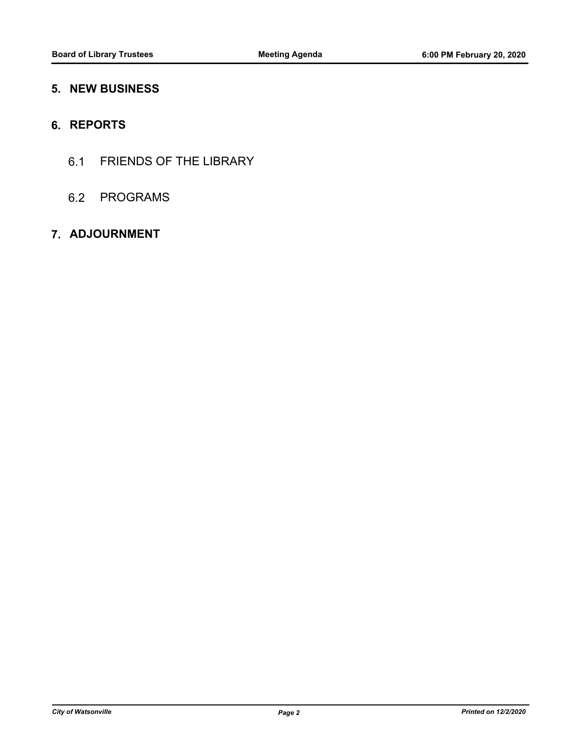## 5. NEW BUSINESS

## 6. REPORTS

6.1 FRIENDS OF THE LIBRARY

6.2 PROGRAMS

## 7. ADJOURNMENT